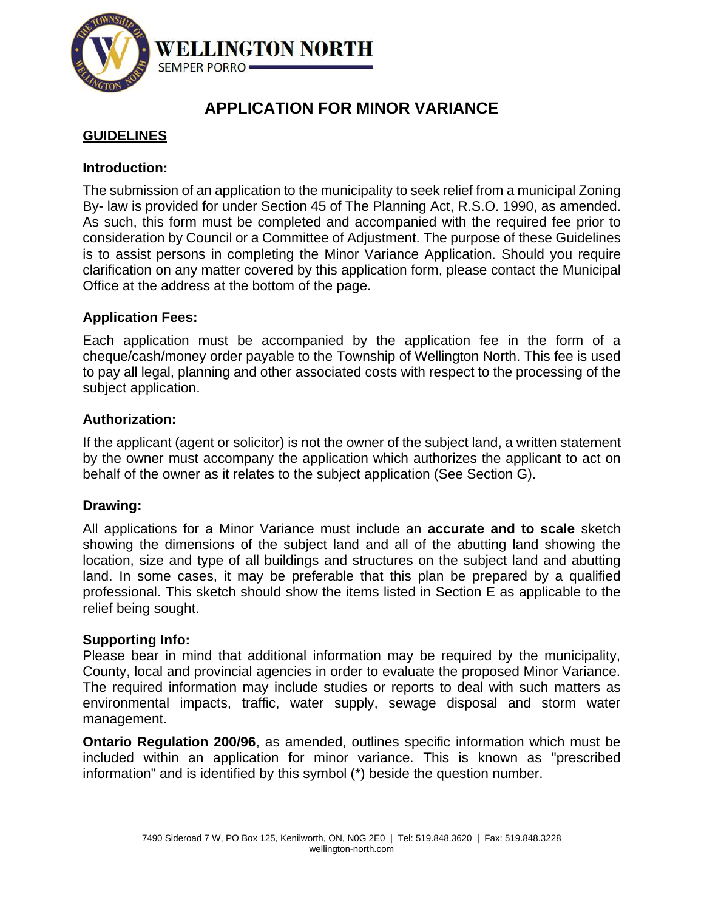WELLINGTON NORTH

SEMPER PORRO

# APPLICATION FOR MINOR VARIANCE

## GUIDELINES

### Introduction:

The submission of an application to the municipality to seek relief from a municipal Zoning By- law is provided for under Section 45 of The Planning Act, R.S.O. 1990, as amended. As such, this form must be completed and accompanied with the required fee prior to consideration by Council or a Committee of Adjustment. The purpose of these Guidelines is to assist persons in completing the Minor Variance Application. Should you require clarification on any matter covered by this application form, please contact the Municipal Office at the address at the bottom of the page.

### Application Fees:

Each application must be accompanied by the application fee in the form of a cheque/cash/money order payable to the Township of Wellington North. This fee is used to pay all legal, planning and other associated costs with respect to the processing of the subject application.

### Authorization:

If the applicant (agent or solicitor) is not the owner of the subject land, a written statement by the owner must accompany the application which authorizes the applicant to act on behalf of the owner as it relates to the subject application (See Section G).

### Drawing:

All applications for a Minor Variance must include an **accurate and to scale** sketch showing the dimensions of the subject land and all of the abutting land showing the location, size and type of all buildings and structures on the subject land and abutting land. In some cases, it may be preferable that this plan be prepared by a qualified professional. This sketch should show the items listed in Section E as applicable to the relief being sought.

### Supporting Info:

Please bear in mind that additional information may be required by the municipality, County, local and provincial agencies in order to evaluate the proposed Minor Variance. The required information may include studies or reports to deal with such matters as environmental impacts, traffic, water supply, sewage disposal and storm water management.

**Ontario Regulation 200/96**, as amended, outlines specific information which must be included within an application for minor variance. This is known as "prescribed information" and is identified by this symbol (*) beside the question number.

7490 Sideroad 7 W, PO Box 125, Kenilworth, ON, N0G 2E0 | Tel: 519.848.3620 | Fax: 519.848.3228
wellington-north.com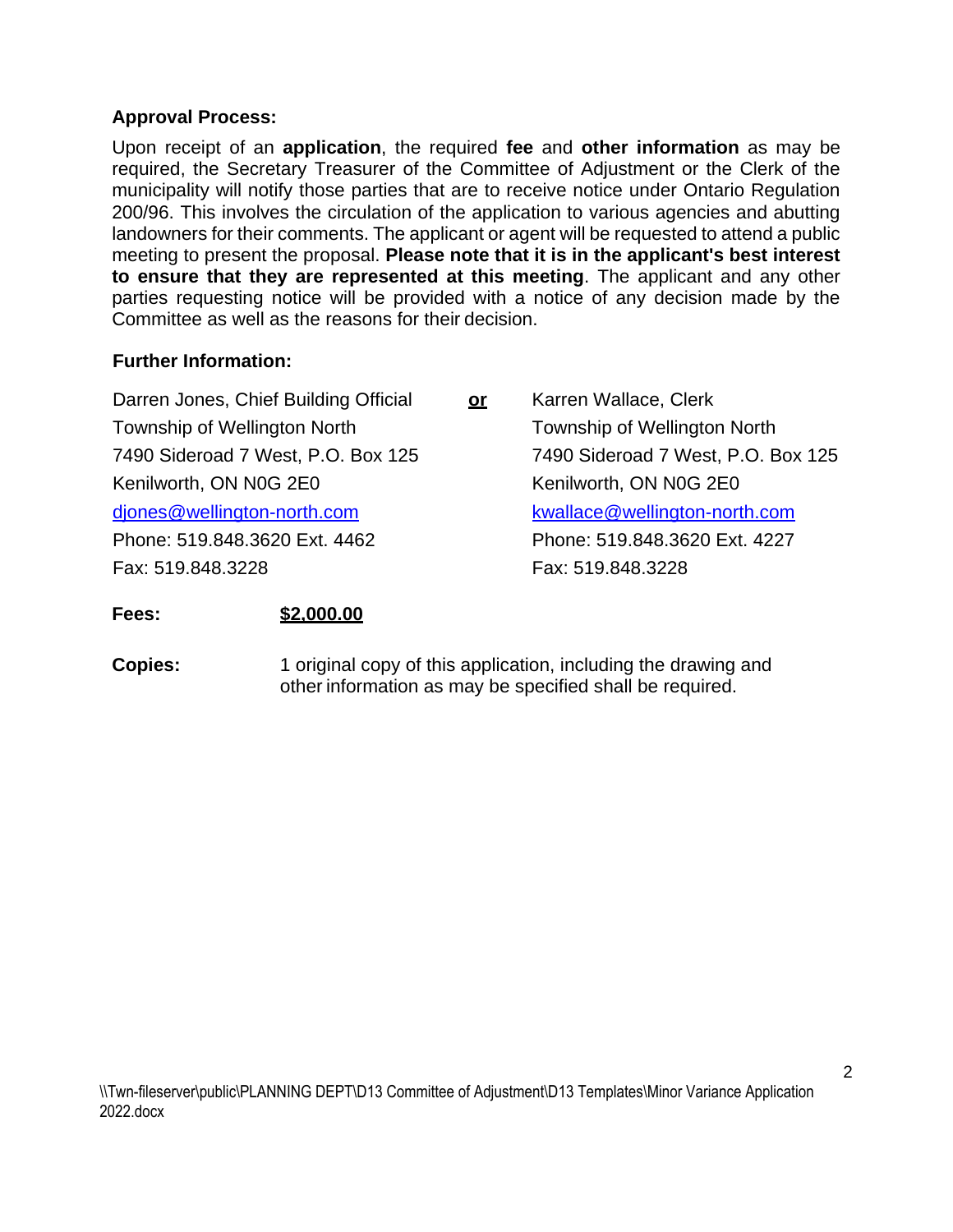**Approval Process:**

Upon receipt of an **application**, the required **fee** and **other information** as may be required, the Secretary Treasurer of the Committee of Adjustment or the Clerk of the municipality will notify those parties that are to receive notice under Ontario Regulation 200/96. This involves the circulation of the application to various agencies and abutting landowners for their comments. The applicant or agent will be requested to attend a public meeting to present the proposal. **Please note that it is in the applicant's best interest to ensure that they are represented at this meeting**. The applicant and any other parties requesting notice will be provided with a notice of any decision made by the Committee as well as the reasons for their decision.

**Further Information:**

Darren Jones, Chief Building Official
Township of Wellington North
7490 Sideroad 7 West, P.O. Box 125
Kenilworth, ON N0G 2E0
djones@wellington-north.com
Phone: 519.848.3620 Ext. 4462
Fax: 519.848.3228

**or**

Karren Wallace, Clerk
Township of Wellington North
7490 Sideroad 7 West, P.O. Box 125
Kenilworth, ON N0G 2E0
kwallace@wellington-north.com
Phone: 519.848.3620 Ext. 4227
Fax: 519.848.3228

**Fees:** **$2,000.00**

**Copies:** 1 original copy of this application, including the drawing and other information as may be specified shall be required.

\\Twn-fileserver\public\PLANNING DEPT\D13 Committee of Adjustment\D13 Templates\Minor Variance Application 2022.docx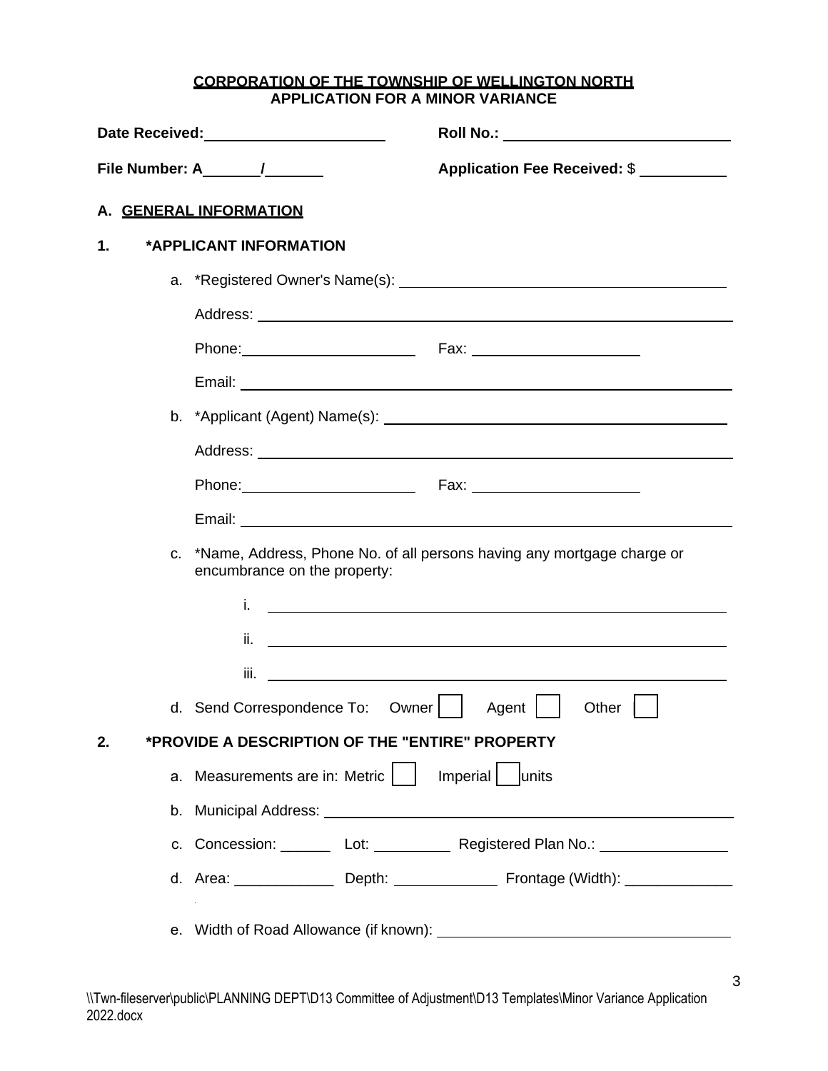**CORPORATION OF THE TOWNSHIP OF WELLINGTON NORTH**
**APPLICATION FOR A MINOR VARIANCE**

**Date Received:** ______________________ **Roll No.:** ____________________________

**File Number: A** _______ / _______ **Application Fee Received:** $ ___________

## A. GENERAL INFORMATION

### 1. *APPLICANT INFORMATION

a. *Registered Owner's Name(s): ________________________________________

Address: ____________________________________________________________

Phone: ______________________ Fax: _____________________

Email: ______________________________________________________________

b. *Applicant (Agent) Name(s): _________________________________________

Address: ____________________________________________________________

Phone: ______________________ Fax: _____________________

Email: ______________________________________________________________

c. *Name, Address, Phone No. of all persons having any mortgage charge or encumbrance on the property:

i. ____________________________________________________________

ii. ____________________________________________________________

iii. ____________________________________________________________

d. Send Correspondence To: Owner ☐ Agent ☐ Other ☐

### 2. *PROVIDE A DESCRIPTION OF THE "ENTIRE" PROPERTY

a. Measurements are in: Metric ☐ Imperial ☐ units

b. Municipal Address: _______________________________________________

c. Concession: ______ Lot: __________ Registered Plan No.: ________________

d. Area: ____________ Depth: _____________ Frontage (Width): _____________

e. Width of Road Allowance (if known): ____________________________________

\\Twn-fileserver\public\PLANNING DEPT\D13 Committee of Adjustment\D13 Templates\Minor Variance Application 2022.docx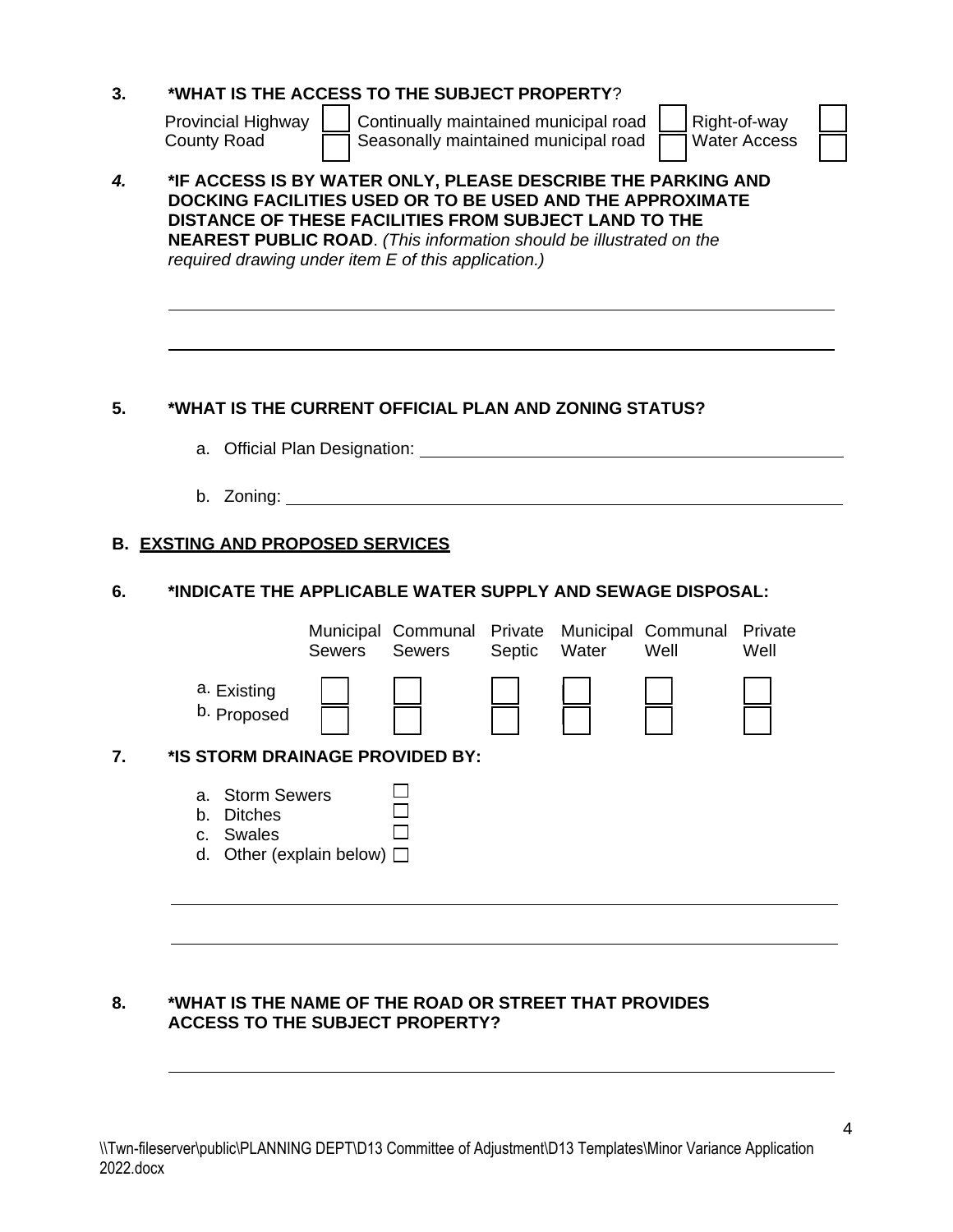**3. *WHAT IS THE ACCESS TO THE SUBJECT PROPERTY?**

| | | | | | |
|---|---|---|---|---|---|
| Provincial Highway | ☐ | Continually maintained municipal road | ☐ | Right-of-way | ☐ |
| County Road | ☐ | Seasonally maintained municipal road | ☐ | Water Access | ☐ |

***4.*** **\*IF ACCESS IS BY WATER ONLY, PLEASE DESCRIBE THE PARKING AND DOCKING FACILITIES USED OR TO BE USED AND THE APPROXIMATE DISTANCE OF THESE FACILITIES FROM SUBJECT LAND TO THE NEAREST PUBLIC ROAD**. *(This information should be illustrated on the required drawing under item E of this application.)*

______________________________________________________________________

______________________________________________________________________

**5. *WHAT IS THE CURRENT OFFICIAL PLAN AND ZONING STATUS?**

a. Official Plan Designation: ________________________________________

b. Zoning: ________________________________________________________

**B. <u>EXSTING AND PROPOSED SERVICES</u>**

**6. *INDICATE THE APPLICABLE WATER SUPPLY AND SEWAGE DISPOSAL:**

| | Municipal Sewers | Communal Sewers | Private Septic | Municipal Water | Communal Well | Private Well |
|---|---|---|---|---|---|---|
| a. Existing | ☐ | ☐ | ☐ | ☐ | ☐ | ☐ |
| b. Proposed | ☐ | ☐ | ☐ | ☐ | ☐ | ☐ |

**7. *IS STORM DRAINAGE PROVIDED BY:**

a. Storm Sewers ☐
b. Ditches ☐
c. Swales ☐
d. Other (explain below) ☐

______________________________________________________________________

______________________________________________________________________

**8. *WHAT IS THE NAME OF THE ROAD OR STREET THAT PROVIDES ACCESS TO THE SUBJECT PROPERTY?**

______________________________________________________________________

\\Twn-fileserver\public\PLANNING DEPT\D13 Committee of Adjustment\D13 Templates\Minor Variance Application 2022.docx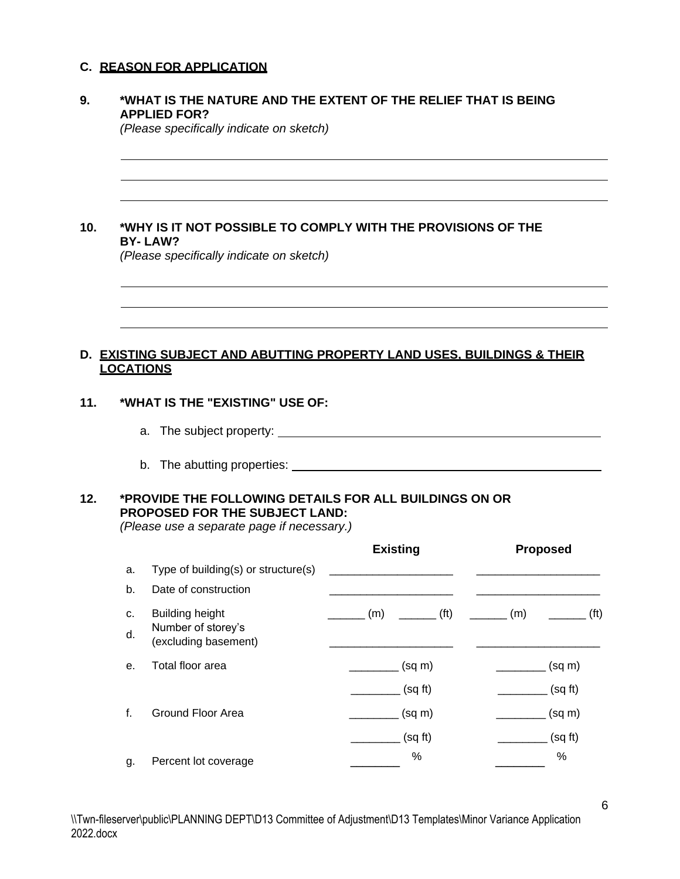## C. REASON FOR APPLICATION

**9. \*WHAT IS THE NATURE AND THE EXTENT OF THE RELIEF THAT IS BEING APPLIED FOR?**
*(Please specifically indicate on sketch)*

______________________________________________________________

______________________________________________________________

______________________________________________________________

**10. \*WHY IS IT NOT POSSIBLE TO COMPLY WITH THE PROVISIONS OF THE BY- LAW?**
*(Please specifically indicate on sketch)*

______________________________________________________________

______________________________________________________________

______________________________________________________________

## D. EXISTING SUBJECT AND ABUTTING PROPERTY LAND USES, BUILDINGS & THEIR LOCATIONS

**11. \*WHAT IS THE "EXISTING" USE OF:**

a. The subject property: ______________________________________

b. The abutting properties: ____________________________________

**12. \*PROVIDE THE FOLLOWING DETAILS FOR ALL BUILDINGS ON OR PROPOSED FOR THE SUBJECT LAND:**
*(Please use a separate page if necessary.)*

| | | Existing | Proposed |
|---|---|---|---|
| a. | Type of building(s) or structure(s) | ____________________ | ____________________ |
| b. | Date of construction | ____________________ | ____________________ |
| c. | Building height | ______ (m) ______ (ft) | ______ (m) ______ (ft) |
| d. | Number of storey's (excluding basement) | ____________________ | ____________________ |
| e. | Total floor area | ________ (sq m) | ________ (sq m) |
| | | ________ (sq ft) | ________ (sq ft) |
| f. | Ground Floor Area | ________ (sq m) | ________ (sq m) |
| | | ________ (sq ft) | ________ (sq ft) |
| g. | Percent lot coverage | ________ % | ________ % |

\\Twn-fileserver\public\PLANNING DEPT\D13 Committee of Adjustment\D13 Templates\Minor Variance Application 2022.docx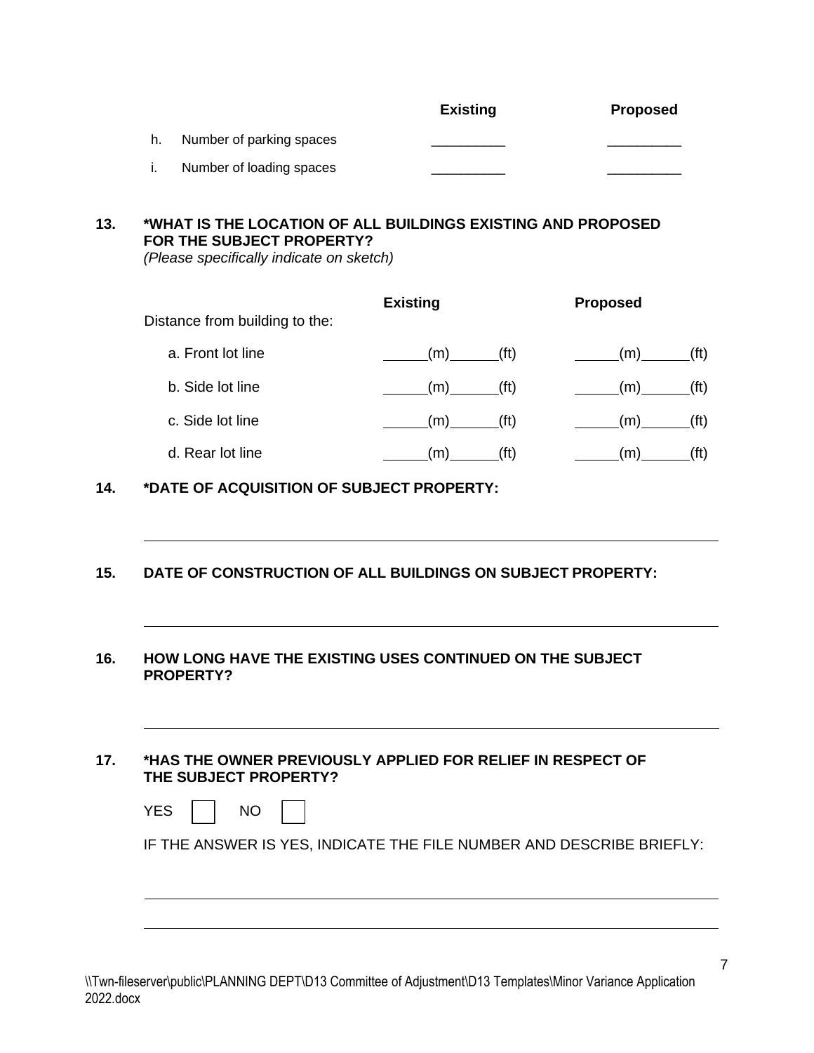| | | Existing | Proposed |
|---|---|---|---|
| h. | Number of parking spaces | __________ | __________ |
| i. | Number of loading spaces | __________ | __________ |

**13. \*WHAT IS THE LOCATION OF ALL BUILDINGS EXISTING AND PROPOSED FOR THE SUBJECT PROPERTY?**

*(Please specifically indicate on sketch)*

| Distance from building to the: | Existing | Proposed |
|---|---|---|
| a. Front lot line | ______(m)______(ft) | ______(m)______(ft) |
| b. Side lot line | ______(m)______(ft) | ______(m)______(ft) |
| c. Side lot line | ______(m)______(ft) | ______(m)______(ft) |
| d. Rear lot line | ______(m)______(ft) | ______(m)______(ft) |

**14. \*DATE OF ACQUISITION OF SUBJECT PROPERTY:**

______________________________________________________________

**15. DATE OF CONSTRUCTION OF ALL BUILDINGS ON SUBJECT PROPERTY:**

______________________________________________________________

**16. HOW LONG HAVE THE EXISTING USES CONTINUED ON THE SUBJECT PROPERTY?**

______________________________________________________________

**17. \*HAS THE OWNER PREVIOUSLY APPLIED FOR RELIEF IN RESPECT OF THE SUBJECT PROPERTY?**

YES ☐ NO ☐

IF THE ANSWER IS YES, INDICATE THE FILE NUMBER AND DESCRIBE BRIEFLY:

______________________________________________________________

______________________________________________________________

\\Twn-fileserver\public\PLANNING DEPT\D13 Committee of Adjustment\D13 Templates\Minor Variance Application 2022.docx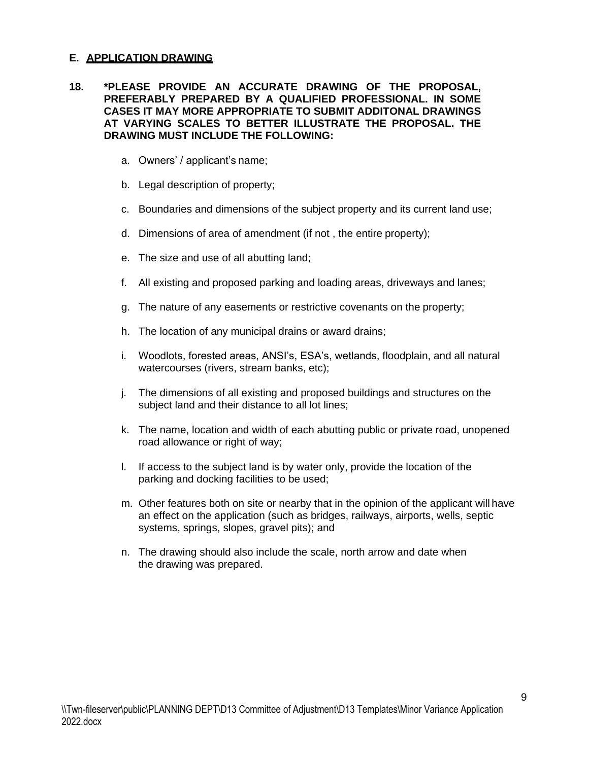## E. APPLICATION DRAWING

**18. *PLEASE PROVIDE AN ACCURATE DRAWING OF THE PROPOSAL, PREFERABLY PREPARED BY A QUALIFIED PROFESSIONAL. IN SOME CASES IT MAY MORE APPROPRIATE TO SUBMIT ADDITONAL DRAWINGS AT VARYING SCALES TO BETTER ILLUSTRATE THE PROPOSAL. THE DRAWING MUST INCLUDE THE FOLLOWING:**

a. Owners' / applicant's name;

b. Legal description of property;

c. Boundaries and dimensions of the subject property and its current land use;

d. Dimensions of area of amendment (if not , the entire property);

e. The size and use of all abutting land;

f. All existing and proposed parking and loading areas, driveways and lanes;

g. The nature of any easements or restrictive covenants on the property;

h. The location of any municipal drains or award drains;

i. Woodlots, forested areas, ANSI's, ESA's, wetlands, floodplain, and all natural watercourses (rivers, stream banks, etc);

j. The dimensions of all existing and proposed buildings and structures on the subject land and their distance to all lot lines;

k. The name, location and width of each abutting public or private road, unopened road allowance or right of way;

l. If access to the subject land is by water only, provide the location of the parking and docking facilities to be used;

m. Other features both on site or nearby that in the opinion of the applicant will have an effect on the application (such as bridges, railways, airports, wells, septic systems, springs, slopes, gravel pits); and

n. The drawing should also include the scale, north arrow and date when the drawing was prepared.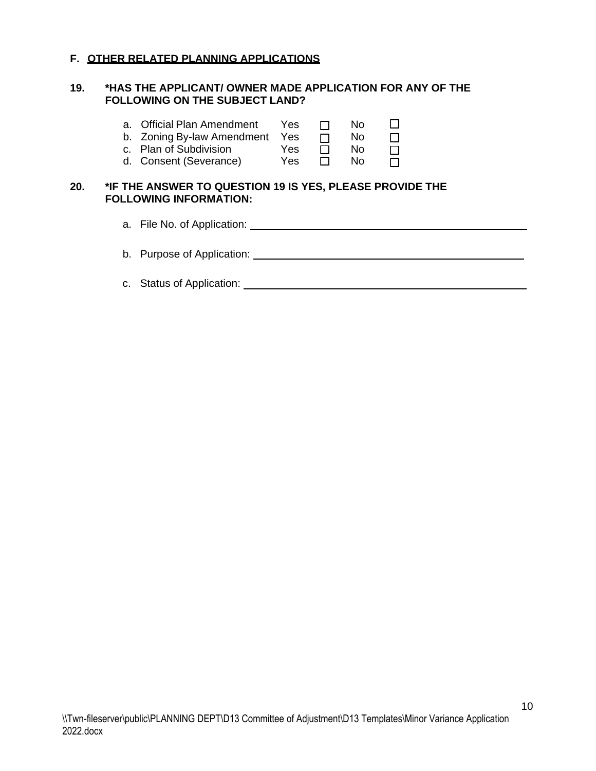## F. OTHER RELATED PLANNING APPLICATIONS

**19. \*HAS THE APPLICANT/ OWNER MADE APPLICATION FOR ANY OF THE FOLLOWING ON THE SUBJECT LAND?**

| | | | | |
|---|---|---|---|---|
| a. Official Plan Amendment | Yes | ☐ | No | ☐ |
| b. Zoning By-law Amendment | Yes | ☐ | No | ☐ |
| c. Plan of Subdivision | Yes | ☐ | No | ☐ |
| d. Consent (Severance) | Yes | ☐ | No | ☐ |

**20. \*IF THE ANSWER TO QUESTION 19 IS YES, PLEASE PROVIDE THE FOLLOWING INFORMATION:**

a. File No. of Application: ______________________________

b. Purpose of Application: ______________________________

c. Status of Application: ______________________________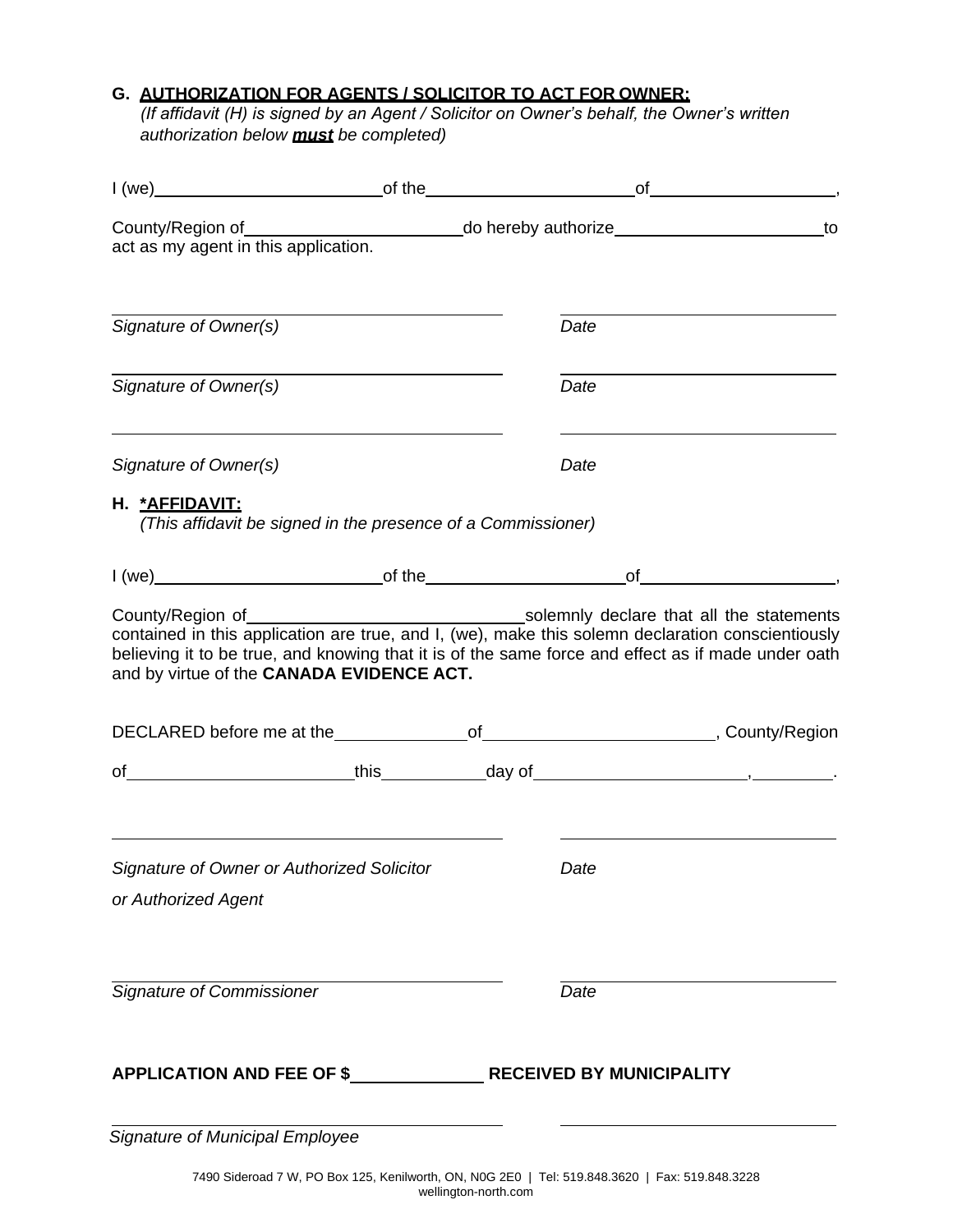## G. AUTHORIZATION FOR AGENTS / SOLICITOR TO ACT FOR OWNER:

*(If affidavit (H) is signed by an Agent / Solicitor on Owner's behalf, the Owner's written authorization below **must** be completed)*

I (we)\_\_\_\_\_\_\_\_\_\_\_\_\_\_\_\_\_\_\_\_\_\_\_\_ of the \_\_\_\_\_\_\_\_\_\_\_\_\_\_\_\_\_\_\_\_\_\_\_\_ of \_\_\_\_\_\_\_\_\_\_\_\_\_\_\_\_\_\_\_\_\_\_\_\_,

County/Region of \_\_\_\_\_\_\_\_\_\_\_\_\_\_\_\_\_\_\_\_\_\_\_\_ do hereby authorize \_\_\_\_\_\_\_\_\_\_\_\_\_\_\_\_\_\_\_\_\_\_\_\_ to act as my agent in this application.

\_\_\_\_\_\_\_\_\_\_\_\_\_\_\_\_\_\_\_\_\_\_\_\_\_\_\_\_\_\_ \_\_\_\_\_\_\_\_\_\_\_\_\_\_\_\_\_\_\_\_\_\_\_\_
*Signature of Owner(s)* *Date*

\_\_\_\_\_\_\_\_\_\_\_\_\_\_\_\_\_\_\_\_\_\_\_\_\_\_\_\_\_\_ \_\_\_\_\_\_\_\_\_\_\_\_\_\_\_\_\_\_\_\_\_\_\_\_
*Signature of Owner(s)* *Date*

\_\_\_\_\_\_\_\_\_\_\_\_\_\_\_\_\_\_\_\_\_\_\_\_\_\_\_\_\_\_ \_\_\_\_\_\_\_\_\_\_\_\_\_\_\_\_\_\_\_\_\_\_\_\_
*Signature of Owner(s)* *Date*

## H. *AFFIDAVIT:

*(This affidavit be signed in the presence of a Commissioner)*

I (we)\_\_\_\_\_\_\_\_\_\_\_\_\_\_\_\_\_\_\_\_\_\_\_\_ of the \_\_\_\_\_\_\_\_\_\_\_\_\_\_\_\_\_\_\_\_\_\_\_\_ of \_\_\_\_\_\_\_\_\_\_\_\_\_\_\_\_\_\_\_\_\_\_\_\_,

County/Region of \_\_\_\_\_\_\_\_\_\_\_\_\_\_\_\_\_\_\_\_\_\_\_\_ solemnly declare that all the statements contained in this application are true, and I, (we), make this solemn declaration conscientiously believing it to be true, and knowing that it is of the same force and effect as if made under oath and by virtue of the **CANADA EVIDENCE ACT.**

DECLARED before me at the \_\_\_\_\_\_\_\_\_\_\_\_\_\_ of \_\_\_\_\_\_\_\_\_\_\_\_\_\_\_\_\_\_\_\_\_\_\_\_, County/Region

of \_\_\_\_\_\_\_\_\_\_\_\_\_\_\_\_\_\_\_\_\_\_\_\_ this \_\_\_\_\_\_\_\_\_\_ day of \_\_\_\_\_\_\_\_\_\_\_\_\_\_\_\_\_\_\_\_\_\_\_\_, \_\_\_\_\_\_\_\_\_.

\_\_\_\_\_\_\_\_\_\_\_\_\_\_\_\_\_\_\_\_\_\_\_\_\_\_\_\_\_\_ \_\_\_\_\_\_\_\_\_\_\_\_\_\_\_\_\_\_\_\_\_\_\_\_
*Signature of Owner or Authorized Solicitor* *Date*
*or Authorized Agent*

\_\_\_\_\_\_\_\_\_\_\_\_\_\_\_\_\_\_\_\_\_\_\_\_\_\_\_\_\_\_ \_\_\_\_\_\_\_\_\_\_\_\_\_\_\_\_\_\_\_\_\_\_\_\_
*Signature of Commissioner* *Date*

**APPLICATION AND FEE OF $\_\_\_\_\_\_\_\_\_\_\_\_\_\_ RECEIVED BY MUNICIPALITY**

\_\_\_\_\_\_\_\_\_\_\_\_\_\_\_\_\_\_\_\_\_\_\_\_\_\_\_\_\_\_ \_\_\_\_\_\_\_\_\_\_\_\_\_\_\_\_\_\_\_\_\_\_\_\_
*Signature of Municipal Employee*

7490 Sideroad 7 W, PO Box 125, Kenilworth, ON, N0G 2E0 | Tel: 519.848.3620 | Fax: 519.848.3228
wellington-north.com